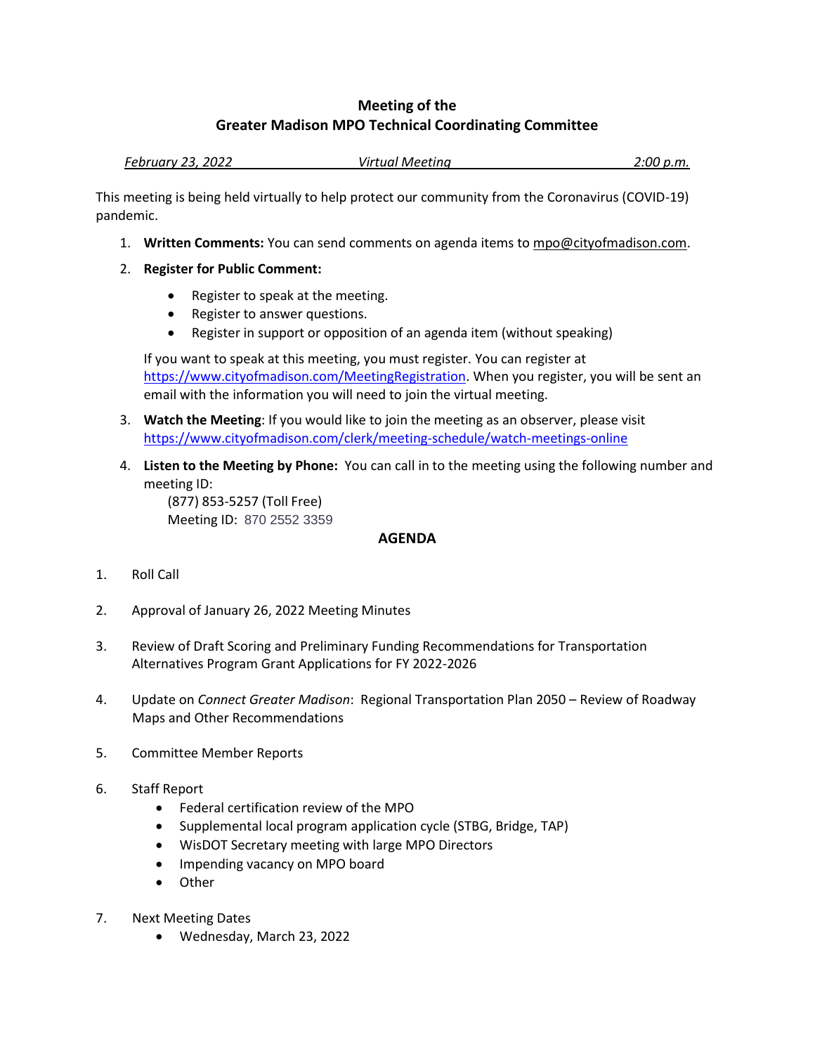# Meeting of the
# Greater Madison MPO Technical Coordinating Committee

*February 23, 2022* *Virtual Meeting* *2:00 p.m.*

This meeting is being held virtually to help protect our community from the Coronavirus (COVID-19) pandemic.

1. **Written Comments:** You can send comments on agenda items to mpo@cityofmadison.com.
2. **Register for Public Comment:**
   - Register to speak at the meeting.
   - Register to answer questions.
   - Register in support or opposition of an agenda item (without speaking)

   If you want to speak at this meeting, you must register. You can register at https://www.cityofmadison.com/MeetingRegistration. When you register, you will be sent an email with the information you will need to join the virtual meeting.
3. **Watch the Meeting**: If you would like to join the meeting as an observer, please visit https://www.cityofmadison.com/clerk/meeting-schedule/watch-meetings-online
4. **Listen to the Meeting by Phone:** You can call in to the meeting using the following number and meeting ID:
   (877) 853-5257 (Toll Free)
   Meeting ID: 870 2552 3359

## AGENDA

1. Roll Call
2. Approval of January 26, 2022 Meeting Minutes
3. Review of Draft Scoring and Preliminary Funding Recommendations for Transportation Alternatives Program Grant Applications for FY 2022-2026
4. Update on *Connect Greater Madison*: Regional Transportation Plan 2050 – Review of Roadway Maps and Other Recommendations
5. Committee Member Reports
6. Staff Report
   - Federal certification review of the MPO
   - Supplemental local program application cycle (STBG, Bridge, TAP)
   - WisDOT Secretary meeting with large MPO Directors
   - Impending vacancy on MPO board
   - Other
7. Next Meeting Dates
   - Wednesday, March 23, 2022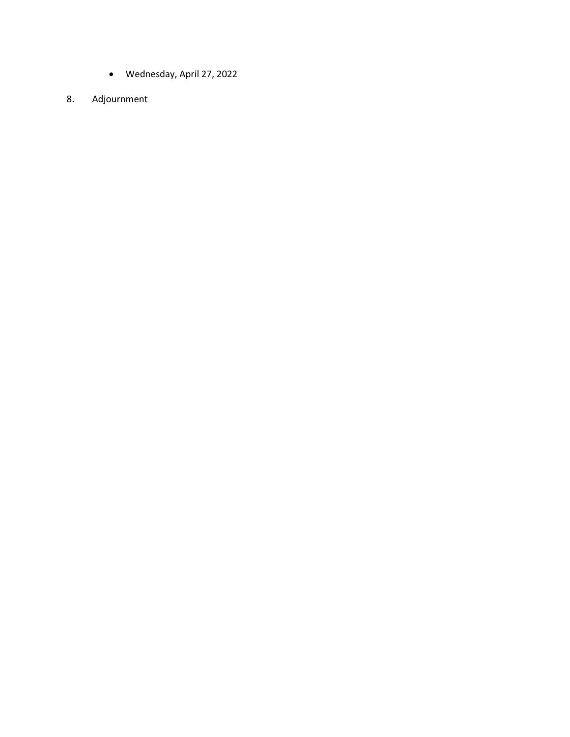- Wednesday, April 27, 2022

8. Adjournment